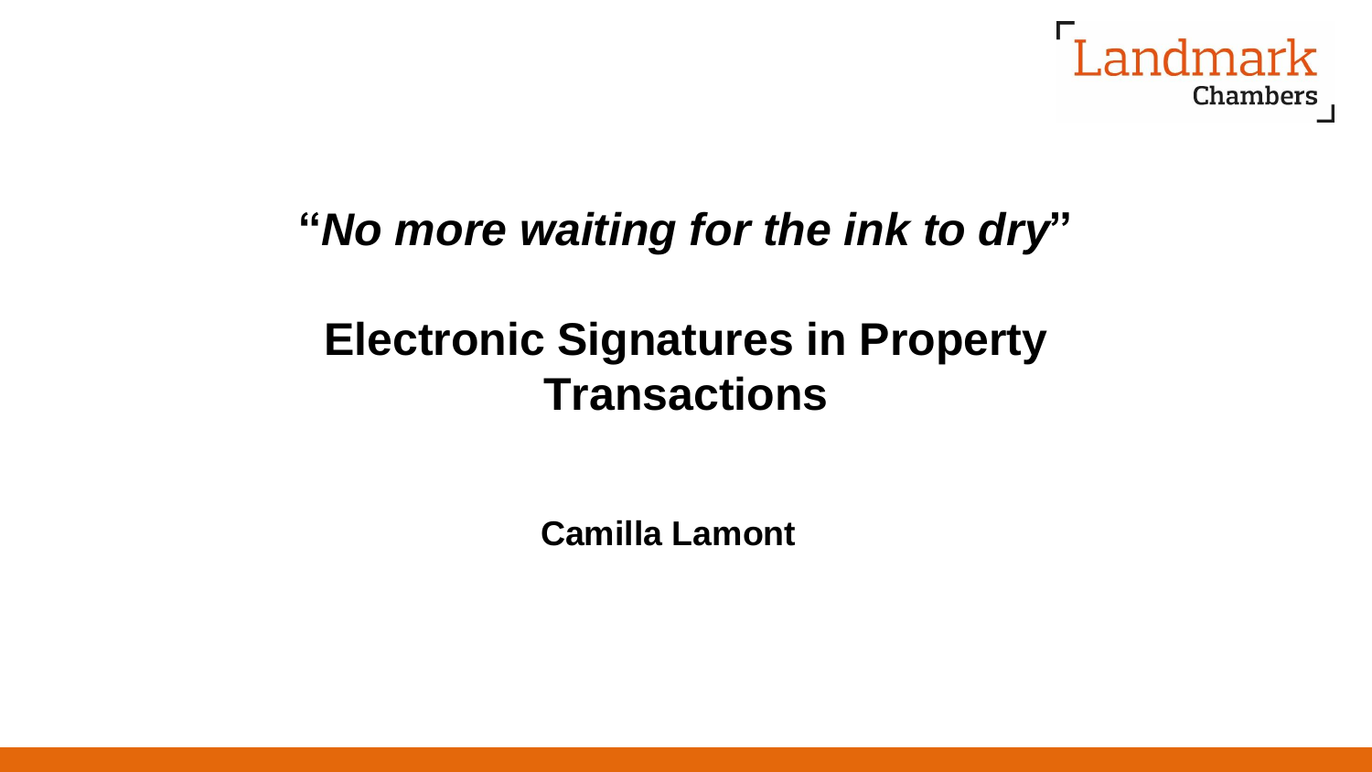Landmark Chambers

# "*No more waiting for the ink to dry*"

# Electronic Signatures in Property Transactions

**Camilla Lamont**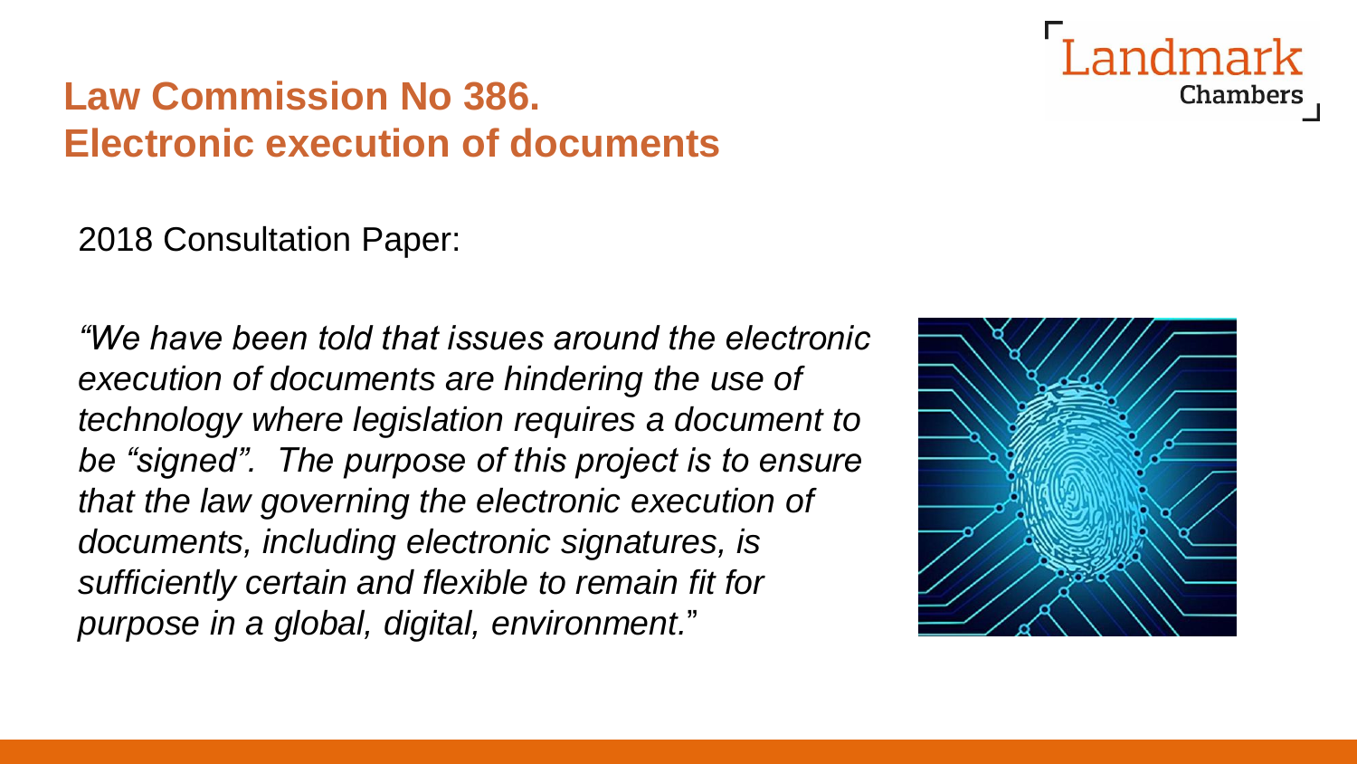# Law Commission No 386. Electronic execution of documents

2018 Consultation Paper:

*"We have been told that issues around the electronic execution of documents are hindering the use of technology where legislation requires a document to be "signed". The purpose of this project is to ensure that the law governing the electronic execution of documents, including electronic signatures, is sufficiently certain and flexible to remain fit for purpose in a global, digital, environment.*"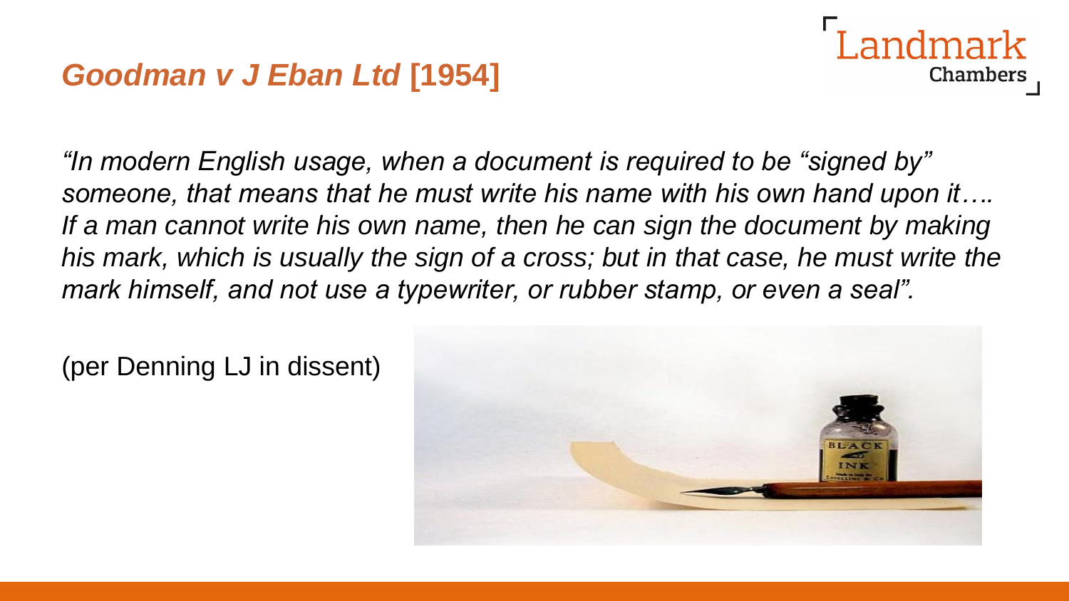## *Goodman v J Eban Ltd* [1954]

*"In modern English usage, when a document is required to be "signed by" someone, that means that he must write his name with his own hand upon it…. If a man cannot write his own name, then he can sign the document by making his mark, which is usually the sign of a cross; but in that case, he must write the mark himself, and not use a typewriter, or rubber stamp, or even a seal".*

(per Denning LJ in dissent)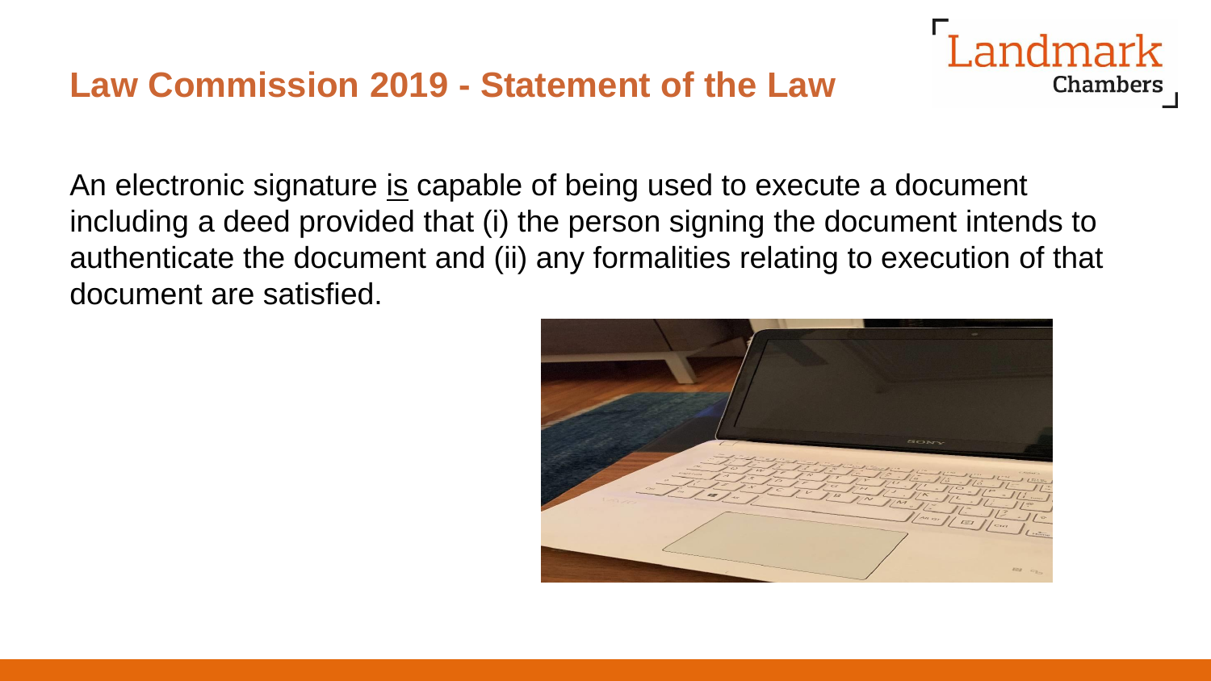## Law Commission 2019 - Statement of the Law

An electronic signature <u>is</u> capable of being used to execute a document including a deed provided that (i) the person signing the document intends to authenticate the document and (ii) any formalities relating to execution of that document are satisfied.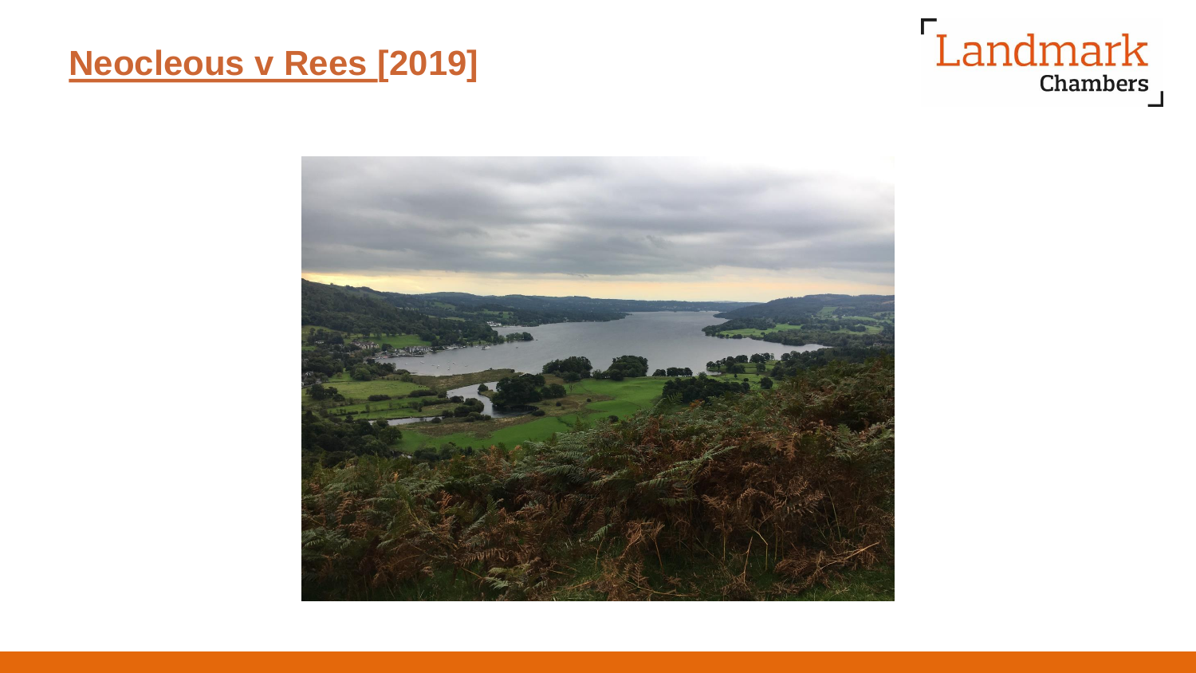# Neocleous v Rees [2019]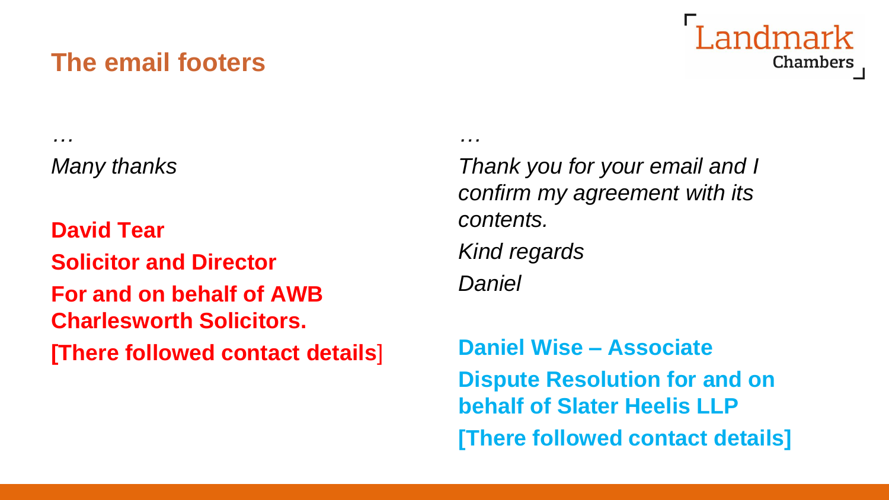## The email footers

*…*

*Many thanks*

**David Tear**

**Solicitor and Director**

**For and on behalf of AWB Charlesworth Solicitors.**

**[There followed contact details]**

*…*

*Thank you for your email and I confirm my agreement with its contents.*

*Kind regards*

*Daniel*

**Daniel Wise – Associate**

**Dispute Resolution for and on behalf of Slater Heelis LLP**

**[There followed contact details]**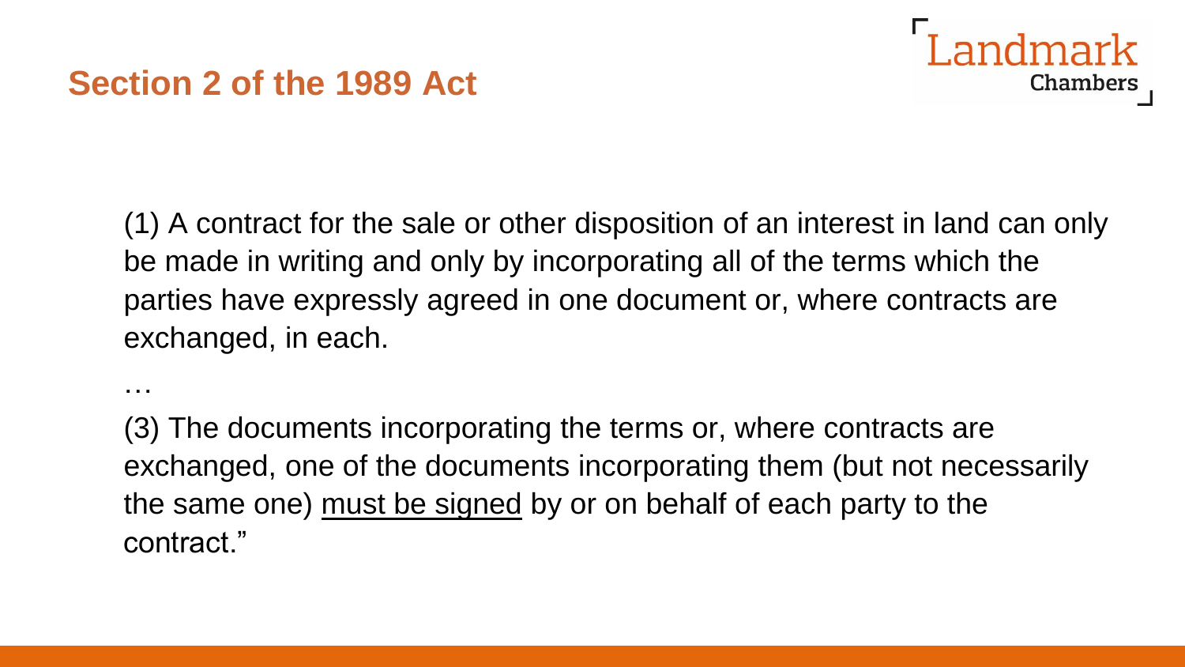## Section 2 of the 1989 Act

(1) A contract for the sale or other disposition of an interest in land can only be made in writing and only by incorporating all of the terms which the parties have expressly agreed in one document or, where contracts are exchanged, in each.

…

(3) The documents incorporating the terms or, where contracts are exchanged, one of the documents incorporating them (but not necessarily the same one) <u>must be signed</u> by or on behalf of each party to the contract."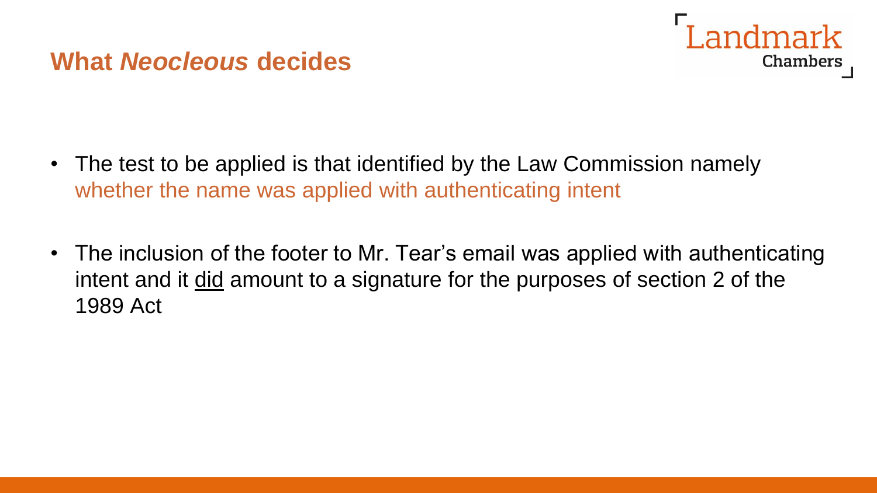# What *Neocleous* decides

- The test to be applied is that identified by the Law Commission namely whether the name was applied with authenticating intent
- The inclusion of the footer to Mr. Tear's email was applied with authenticating intent and it <u>did</u> amount to a signature for the purposes of section 2 of the 1989 Act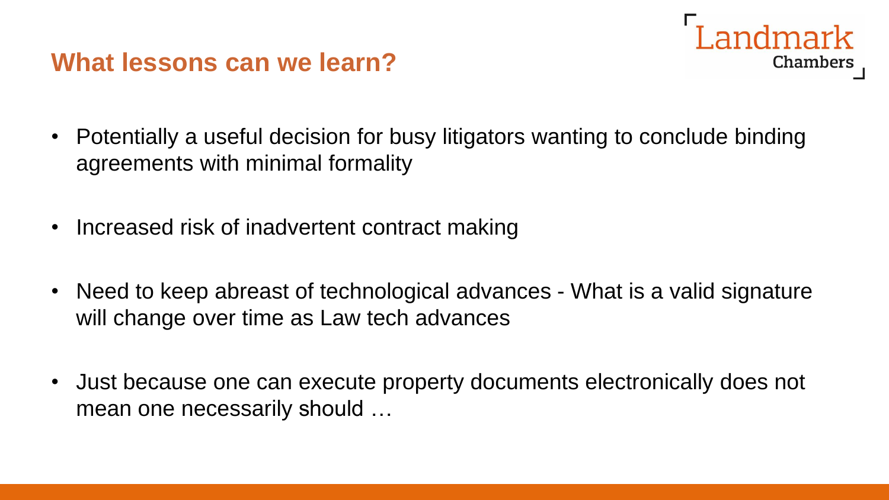## What lessons can we learn?

- Potentially a useful decision for busy litigators wanting to conclude binding agreements with minimal formality
- Increased risk of inadvertent contract making
- Need to keep abreast of technological advances - What is a valid signature will change over time as Law tech advances
- Just because one can execute property documents electronically does not mean one necessarily should …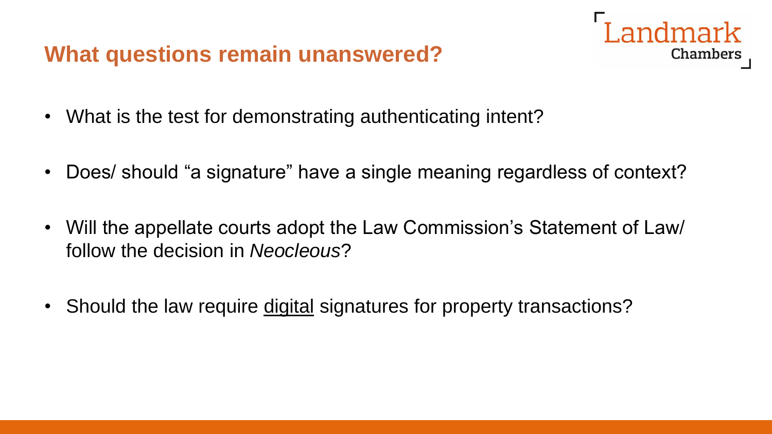## What questions remain unanswered?

Landmark Chambers

- What is the test for demonstrating authenticating intent?
- Does/ should “a signature” have a single meaning regardless of context?
- Will the appellate courts adopt the Law Commission’s Statement of Law/ follow the decision in *Neocleous*?
- Should the law require <u>digital</u> signatures for property transactions?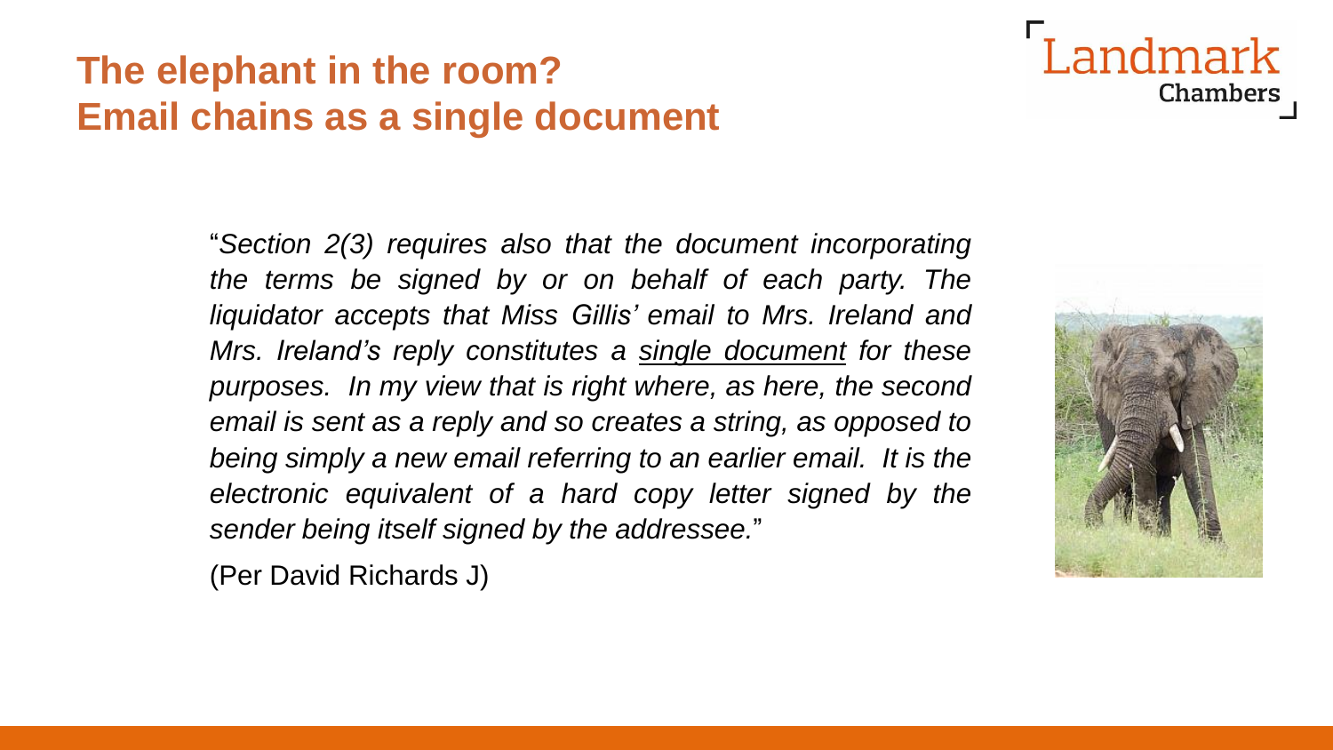# The elephant in the room? Email chains as a single document

"*Section 2(3) requires also that the document incorporating the terms be signed by or on behalf of each party. The liquidator accepts that Miss Gillis' email to Mrs. Ireland and Mrs. Ireland's reply constitutes a <u>single document</u> for these purposes. In my view that is right where, as here, the second email is sent as a reply and so creates a string, as opposed to being simply a new email referring to an earlier email. It is the electronic equivalent of a hard copy letter signed by the sender being itself signed by the addressee.*"

(Per David Richards J)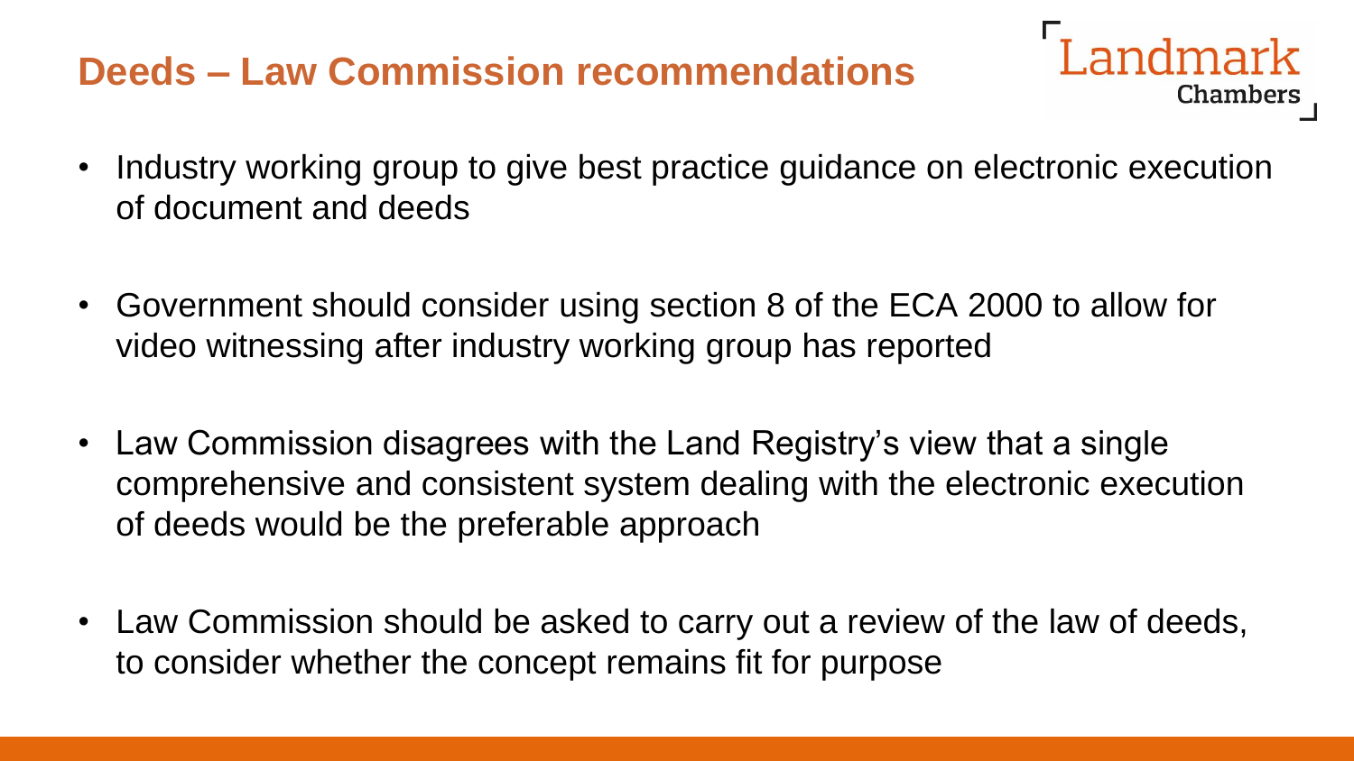# Deeds – Law Commission recommendations

- Industry working group to give best practice guidance on electronic execution of document and deeds
- Government should consider using section 8 of the ECA 2000 to allow for video witnessing after industry working group has reported
- Law Commission disagrees with the Land Registry's view that a single comprehensive and consistent system dealing with the electronic execution of deeds would be the preferable approach
- Law Commission should be asked to carry out a review of the law of deeds, to consider whether the concept remains fit for purpose